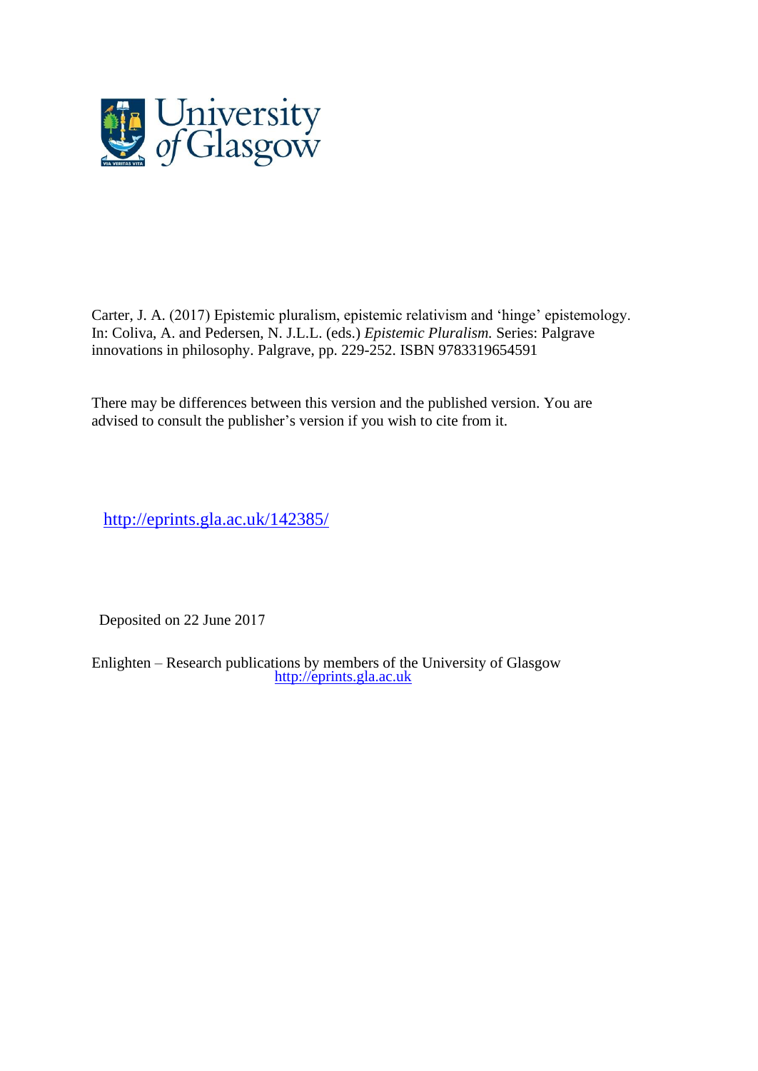University of Glasgow

Carter, J. A. (2017) Epistemic pluralism, epistemic relativism and 'hinge' epistemology. In: Coliva, A. and Pedersen, N. J.L.L. (eds.) *Epistemic Pluralism.* Series: Palgrave innovations in philosophy. Palgrave, pp. 229-252. ISBN 9783319654591

There may be differences between this version and the published version. You are advised to consult the publisher's version if you wish to cite from it.

http://eprints.gla.ac.uk/142385/

Deposited on 22 June 2017

Enlighten – Research publications by members of the University of Glasgow
http://eprints.gla.ac.uk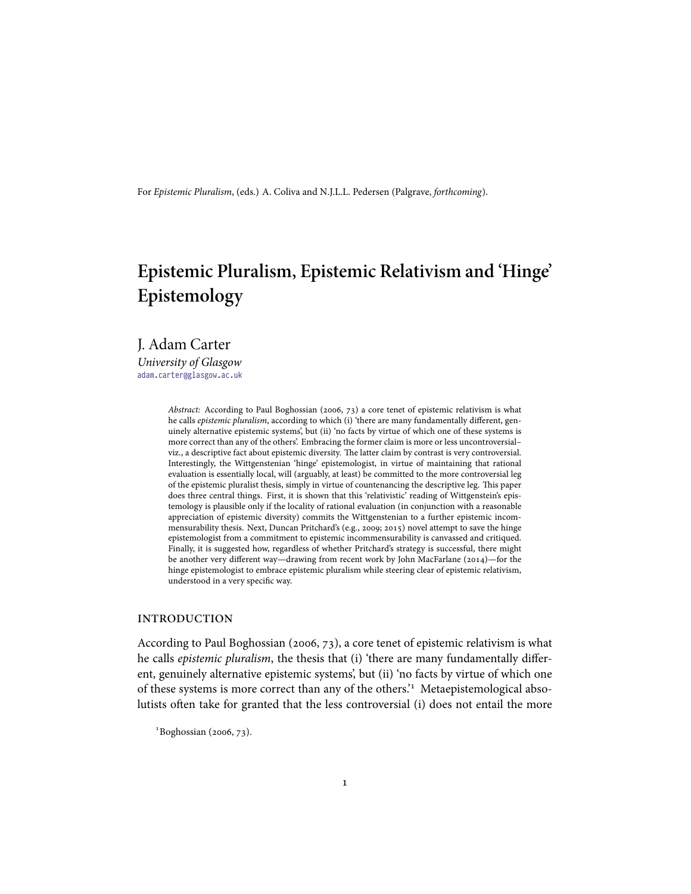For *Epistemic Pluralism*, (eds.) A. Coliva and N.J.L.L. Pedersen (Palgrave, *forthcoming*).

# Epistemic Pluralism, Epistemic Relativism and 'Hinge' Epistemology

J. Adam Carter
*University of Glasgow*
adam.carter@glasgow.ac.uk

*Abstract:* According to Paul Boghossian (2006, 73) a core tenet of epistemic relativism is what he calls *epistemic pluralism*, according to which (i) 'there are many fundamentally different, genuinely alternative epistemic systems', but (ii) 'no facts by virtue of which one of these systems is more correct than any of the others'. Embracing the former claim is more or less uncontroversial– viz., a descriptive fact about epistemic diversity. The latter claim by contrast is very controversial. Interestingly, the Wittgenstenian 'hinge' epistemologist, in virtue of maintaining that rational evaluation is essentially local, will (arguably, at least) be committed to the more controversial leg of the epistemic pluralist thesis, simply in virtue of countenancing the descriptive leg. This paper does three central things. First, it is shown that this 'relativistic' reading of Wittgenstein's epistemology is plausible only if the locality of rational evaluation (in conjunction with a reasonable appreciation of epistemic diversity) commits the Wittgenstenian to a further epistemic incommensurability thesis. Next, Duncan Pritchard's (e.g., 2009; 2015) novel attempt to save the hinge epistemologist from a commitment to epistemic incommensurability is canvassed and critiqued. Finally, it is suggested how, regardless of whether Pritchard's strategy is successful, there might be another very different way—drawing from recent work by John MacFarlane (2014)—for the hinge epistemologist to embrace epistemic pluralism while steering clear of epistemic relativism, understood in a very specific way.

## INTRODUCTION

According to Paul Boghossian (2006, 73), a core tenet of epistemic relativism is what he calls *epistemic pluralism*, the thesis that (i) 'there are many fundamentally different, genuinely alternative epistemic systems', but (ii) 'no facts by virtue of which one of these systems is more correct than any of the others.'[1] Metaepistemological absolutists often take for granted that the less controversial (i) does not entail the more

[1] Boghossian (2006, 73).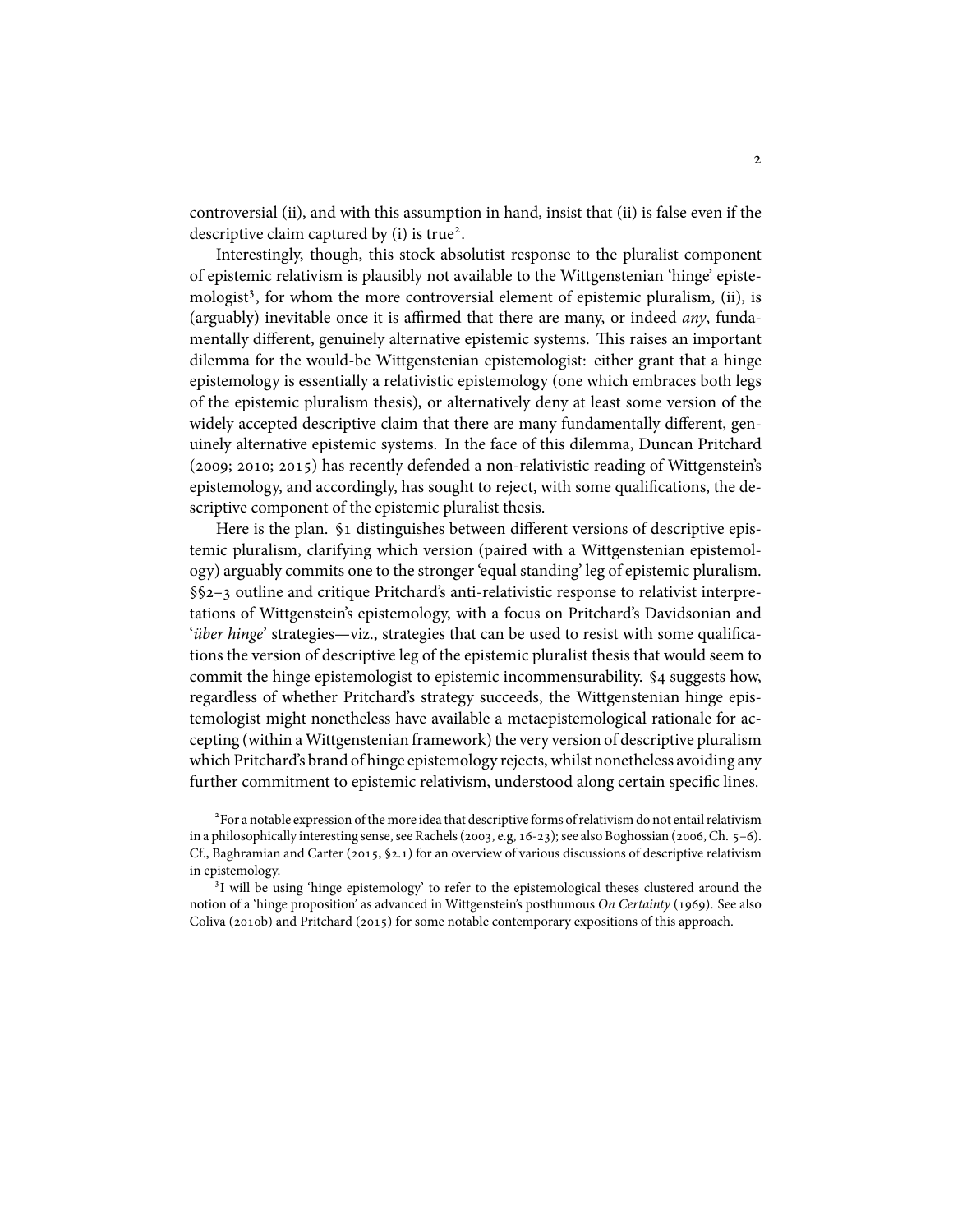controversial (ii), and with this assumption in hand, insist that (ii) is false even if the descriptive claim captured by (i) is true[2].

Interestingly, though, this stock absolutist response to the pluralist component of epistemic relativism is plausibly not available to the Wittgenstenian 'hinge' epistemologist[3], for whom the more controversial element of epistemic pluralism, (ii), is (arguably) inevitable once it is affirmed that there are many, or indeed *any*, fundamentally different, genuinely alternative epistemic systems. This raises an important dilemma for the would-be Wittgenstenian epistemologist: either grant that a hinge epistemology is essentially a relativistic epistemology (one which embraces both legs of the epistemic pluralism thesis), or alternatively deny at least some version of the widely accepted descriptive claim that there are many fundamentally different, genuinely alternative epistemic systems. In the face of this dilemma, Duncan Pritchard (2009; 2010; 2015) has recently defended a non-relativistic reading of Wittgenstein's epistemology, and accordingly, has sought to reject, with some qualifications, the descriptive component of the epistemic pluralist thesis.

Here is the plan. §1 distinguishes between different versions of descriptive epistemic pluralism, clarifying which version (paired with a Wittgenstenian epistemology) arguably commits one to the stronger 'equal standing' leg of epistemic pluralism. §§2–3 outline and critique Pritchard's anti-relativistic response to relativist interpretations of Wittgenstein's epistemology, with a focus on Pritchard's Davidsonian and '*über hinge*' strategies—viz., strategies that can be used to resist with some qualifications the version of descriptive leg of the epistemic pluralist thesis that would seem to commit the hinge epistemologist to epistemic incommensurability. §4 suggests how, regardless of whether Pritchard's strategy succeeds, the Wittgenstenian hinge epistemologist might nonetheless have available a metaepistemological rationale for accepting (within a Wittgenstenian framework) the very version of descriptive pluralism which Pritchard's brand of hinge epistemology rejects, whilst nonetheless avoiding any further commitment to epistemic relativism, understood along certain specific lines.

[2] For a notable expression of the more idea that descriptive forms of relativism do not entail relativism in a philosophically interesting sense, see Rachels (2003, e.g, 16-23); see also Boghossian (2006, Ch. 5–6). Cf., Baghramian and Carter (2015, §2.1) for an overview of various discussions of descriptive relativism in epistemology.

[3] I will be using 'hinge epistemology' to refer to the epistemological theses clustered around the notion of a 'hinge proposition' as advanced in Wittgenstein's posthumous *On Certainty* (1969). See also Coliva (2010b) and Pritchard (2015) for some notable contemporary expositions of this approach.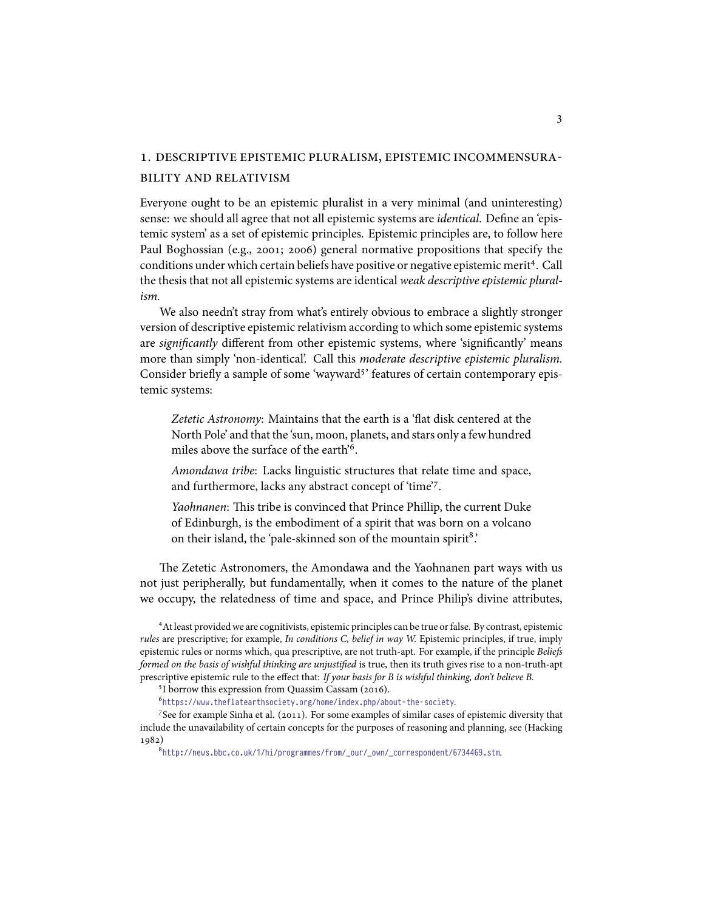## 1. DESCRIPTIVE EPISTEMIC PLURALISM, EPISTEMIC INCOMMENSURABILITY AND RELATIVISM

Everyone ought to be an epistemic pluralist in a very minimal (and uninteresting) sense: we should all agree that not all epistemic systems are *identical*. Define an 'epistemic system' as a set of epistemic principles. Epistemic principles are, to follow here Paul Boghossian (e.g., 2001; 2006) general normative propositions that specify the conditions under which certain beliefs have positive or negative epistemic merit[4]. Call the thesis that not all epistemic systems are identical *weak descriptive epistemic pluralism*.

We also needn't stray from what's entirely obvious to embrace a slightly stronger version of descriptive epistemic relativism according to which some epistemic systems are *significantly* different from other epistemic systems, where 'significantly' means more than simply 'non-identical'. Call this *moderate descriptive epistemic pluralism*. Consider briefly a sample of some 'wayward[5]' features of certain contemporary epistemic systems:

> *Zetetic Astronomy*: Maintains that the earth is a 'flat disk centered at the North Pole' and that the 'sun, moon, planets, and stars only a few hundred miles above the surface of the earth'[6].
>
> *Amondawa tribe*: Lacks linguistic structures that relate time and space, and furthermore, lacks any abstract concept of 'time'[7].
>
> *Yaohnanen*: This tribe is convinced that Prince Phillip, the current Duke of Edinburgh, is the embodiment of a spirit that was born on a volcano on their island, the 'pale-skinned son of the mountain spirit[8].'

The Zetetic Astronomers, the Amondawa and the Yaohnanen part ways with us not just peripherally, but fundamentally, when it comes to the nature of the planet we occupy, the relatedness of time and space, and Prince Philip's divine attributes,

---

[4] At least provided we are cognitivists, epistemic principles can be true or false. By contrast, epistemic *rules* are prescriptive; for example, *In conditions C, belief in way W.* Epistemic principles, if true, imply epistemic rules or norms which, qua prescriptive, are not truth-apt. For example, if the principle *Beliefs formed on the basis of wishful thinking are unjustified* is true, then its truth gives rise to a non-truth-apt prescriptive epistemic rule to the effect that: *If your basis for B is wishful thinking, don't believe B.*

[5] I borrow this expression from Quassim Cassam (2016).

[6] https://www.theflatearthsociety.org/home/index.php/about-the-society.

[7] See for example Sinha et al. (2011). For some examples of similar cases of epistemic diversity that include the unavailability of certain concepts for the purposes of reasoning and planning, see (Hacking 1982)

[8] http://news.bbc.co.uk/1/hi/programmes/from_our_own_correspondent/6734469.stm.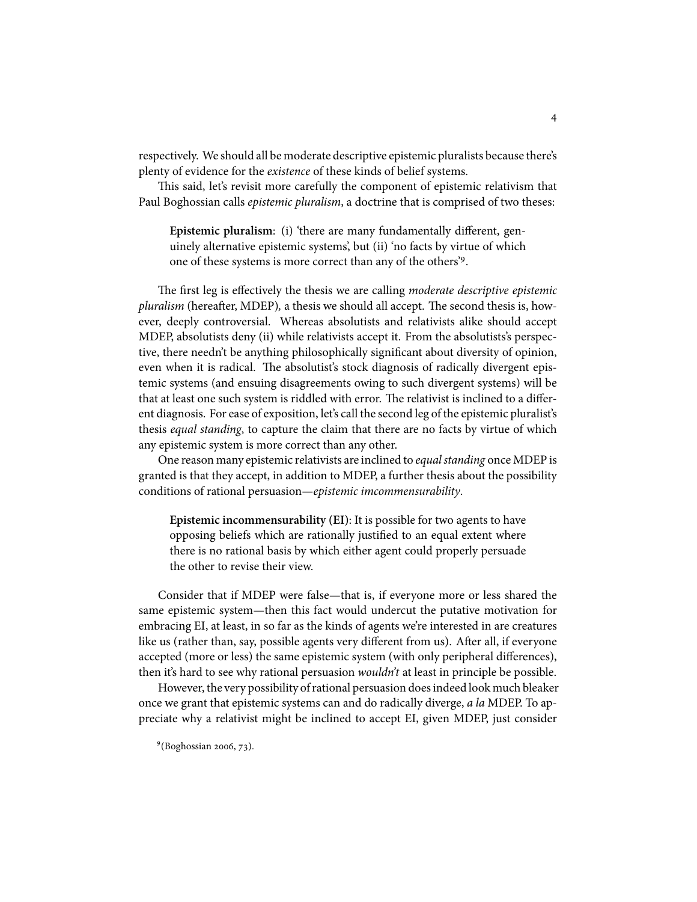respectively. We should all be moderate descriptive epistemic pluralists because there's plenty of evidence for the *existence* of these kinds of belief systems.

This said, let's revisit more carefully the component of epistemic relativism that Paul Boghossian calls *epistemic pluralism*, a doctrine that is comprised of two theses:

> **Epistemic pluralism**: (i) 'there are many fundamentally different, genuinely alternative epistemic systems', but (ii) 'no facts by virtue of which one of these systems is more correct than any of the others'[9].

The first leg is effectively the thesis we are calling *moderate descriptive epistemic pluralism* (hereafter, MDEP), a thesis we should all accept. The second thesis is, however, deeply controversial. Whereas absolutists and relativists alike should accept MDEP, absolutists deny (ii) while relativists accept it. From the absolutists's perspective, there needn't be anything philosophically significant about diversity of opinion, even when it is radical. The absolutist's stock diagnosis of radically divergent epistemic systems (and ensuing disagreements owing to such divergent systems) will be that at least one such system is riddled with error. The relativist is inclined to a different diagnosis. For ease of exposition, let's call the second leg of the epistemic pluralist's thesis *equal standing*, to capture the claim that there are no facts by virtue of which any epistemic system is more correct than any other.

One reason many epistemic relativists are inclined to *equal standing* once MDEP is granted is that they accept, in addition to MDEP, a further thesis about the possibility conditions of rational persuasion—*epistemic imcommensurability*.

> **Epistemic incommensurability (EI)**: It is possible for two agents to have opposing beliefs which are rationally justified to an equal extent where there is no rational basis by which either agent could properly persuade the other to revise their view.

Consider that if MDEP were false—that is, if everyone more or less shared the same epistemic system—then this fact would undercut the putative motivation for embracing EI, at least, in so far as the kinds of agents we're interested in are creatures like us (rather than, say, possible agents very different from us). After all, if everyone accepted (more or less) the same epistemic system (with only peripheral differences), then it's hard to see why rational persuasion *wouldn't* at least in principle be possible.

However, the very possibility of rational persuasion does indeed look much bleaker once we grant that epistemic systems can and do radically diverge, *a la* MDEP. To appreciate why a relativist might be inclined to accept EI, given MDEP, just consider

[9](Boghossian 2006, 73).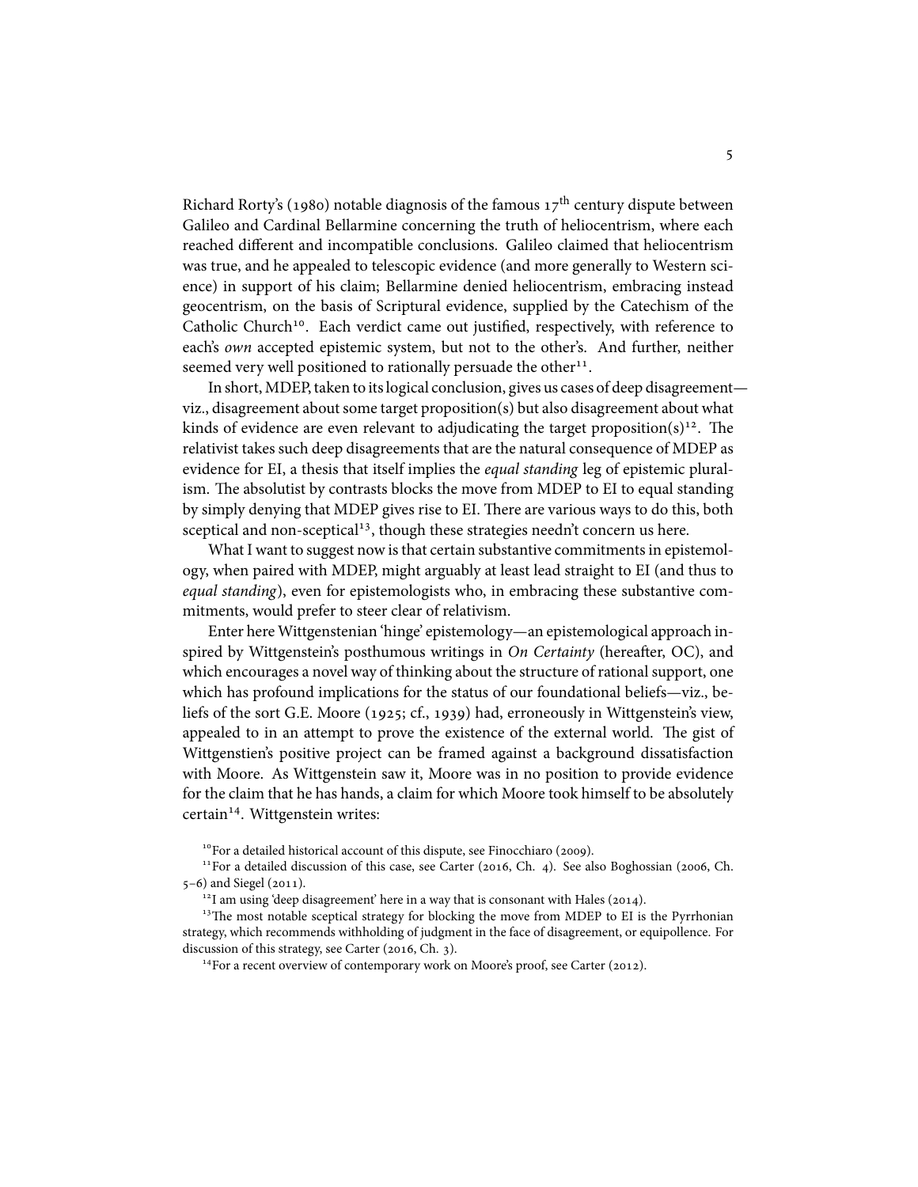Richard Rorty's (1980) notable diagnosis of the famous 17$^{th}$ century dispute between Galileo and Cardinal Bellarmine concerning the truth of heliocentrism, where each reached different and incompatible conclusions. Galileo claimed that heliocentrism was true, and he appealed to telescopic evidence (and more generally to Western science) in support of his claim; Bellarmine denied heliocentrism, embracing instead geocentrism, on the basis of Scriptural evidence, supplied by the Catechism of the Catholic Church[10]. Each verdict came out justified, respectively, with reference to each's *own* accepted epistemic system, but not to the other's. And further, neither seemed very well positioned to rationally persuade the other[11].

In short, MDEP, taken to its logical conclusion, gives us cases of deep disagreement—viz., disagreement about some target proposition(s) but also disagreement about what kinds of evidence are even relevant to adjudicating the target proposition(s)[12]. The relativist takes such deep disagreements that are the natural consequence of MDEP as evidence for EI, a thesis that itself implies the *equal standing* leg of epistemic pluralism. The absolutist by contrasts blocks the move from MDEP to EI to equal standing by simply denying that MDEP gives rise to EI. There are various ways to do this, both sceptical and non-sceptical[13], though these strategies needn't concern us here.

What I want to suggest now is that certain substantive commitments in epistemology, when paired with MDEP, might arguably at least lead straight to EI (and thus to *equal standing*), even for epistemologists who, in embracing these substantive commitments, would prefer to steer clear of relativism.

Enter here Wittgenstenian 'hinge' epistemology—an epistemological approach inspired by Wittgenstein's posthumous writings in *On Certainty* (hereafter, OC), and which encourages a novel way of thinking about the structure of rational support, one which has profound implications for the status of our foundational beliefs—viz., beliefs of the sort G.E. Moore (1925; cf., 1939) had, erroneously in Wittgenstein's view, appealed to in an attempt to prove the existence of the external world. The gist of Wittgenstien's positive project can be framed against a background dissatisfaction with Moore. As Wittgenstein saw it, Moore was in no position to provide evidence for the claim that he has hands, a claim for which Moore took himself to be absolutely certain[14]. Wittgenstein writes:

[10] For a detailed historical account of this dispute, see Finocchiaro (2009).

[11] For a detailed discussion of this case, see Carter (2016, Ch. 4). See also Boghossian (2006, Ch. 5–6) and Siegel (2011).

[12] I am using 'deep disagreement' here in a way that is consonant with Hales (2014).

[13] The most notable sceptical strategy for blocking the move from MDEP to EI is the Pyrrhonian strategy, which recommends withholding of judgment in the face of disagreement, or equipollence. For discussion of this strategy, see Carter (2016, Ch. 3).

[14] For a recent overview of contemporary work on Moore's proof, see Carter (2012).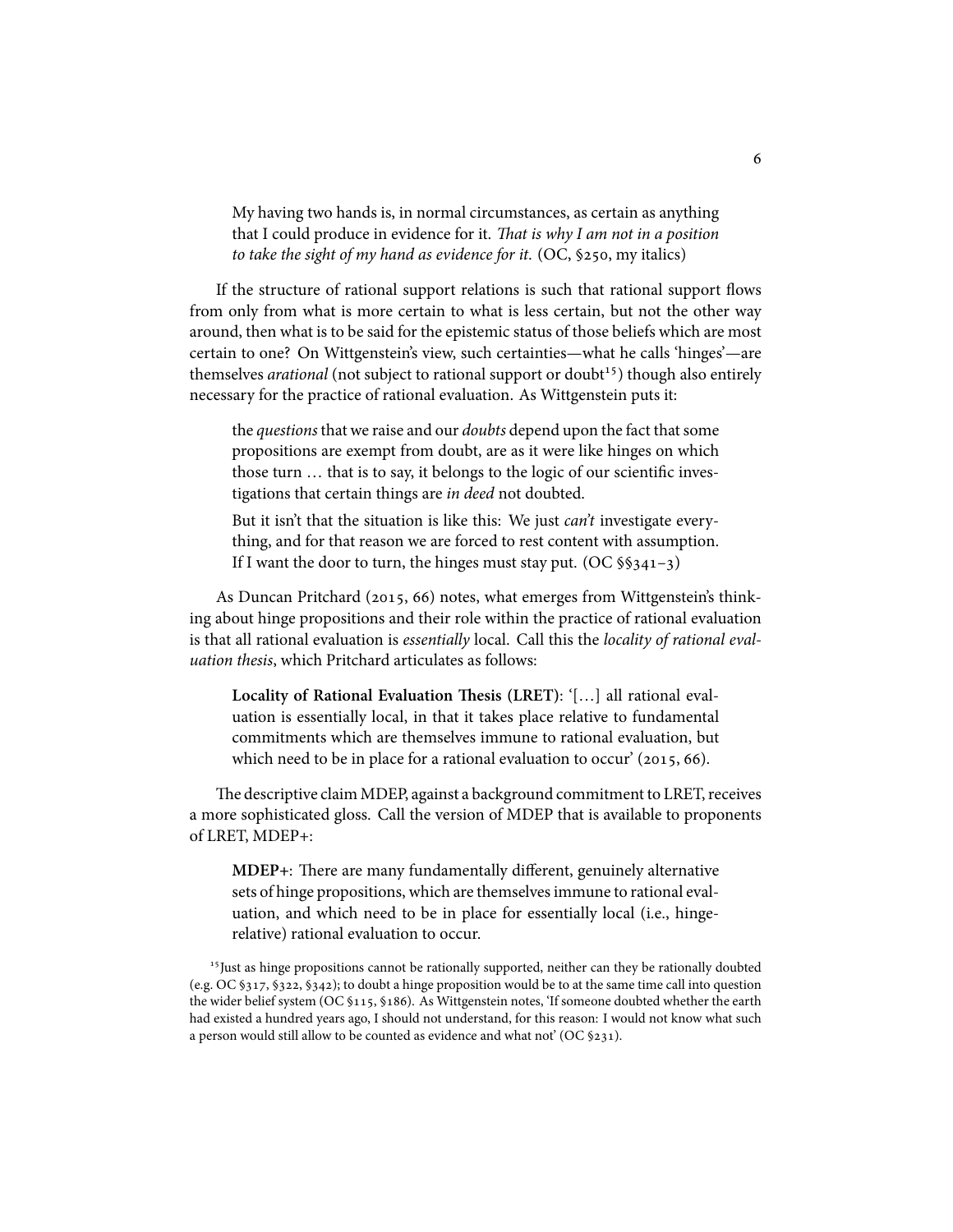> My having two hands is, in normal circumstances, as certain as anything that I could produce in evidence for it. *That is why I am not in a position to take the sight of my hand as evidence for it.* (OC, §250, my italics)

If the structure of rational support relations is such that rational support flows from only from what is more certain to what is less certain, but not the other way around, then what is to be said for the epistemic status of those beliefs which are most certain to one? On Wittgenstein's view, such certainties—what he calls 'hinges'—are themselves *arational* (not subject to rational support or doubt[15]) though also entirely necessary for the practice of rational evaluation. As Wittgenstein puts it:

> the *questions* that we raise and our *doubts* depend upon the fact that some propositions are exempt from doubt, are as it were like hinges on which those turn … that is to say, it belongs to the logic of our scientific investigations that certain things are *in deed* not doubted.
>
> But it isn't that the situation is like this: We just *can't* investigate everything, and for that reason we are forced to rest content with assumption. If I want the door to turn, the hinges must stay put. (OC §§341–3)

As Duncan Pritchard (2015, 66) notes, what emerges from Wittgenstein's thinking about hinge propositions and their role within the practice of rational evaluation is that all rational evaluation is *essentially* local. Call this the *locality of rational evaluation thesis*, which Pritchard articulates as follows:

> **Locality of Rational Evaluation Thesis (LRET)**: '[…] all rational evaluation is essentially local, in that it takes place relative to fundamental commitments which are themselves immune to rational evaluation, but which need to be in place for a rational evaluation to occur' (2015, 66).

The descriptive claim MDEP, against a background commitment to LRET, receives a more sophisticated gloss. Call the version of MDEP that is available to proponents of LRET, MDEP+:

> **MDEP+**: There are many fundamentally different, genuinely alternative sets of hinge propositions, which are themselves immune to rational evaluation, and which need to be in place for essentially local (i.e., hinge-relative) rational evaluation to occur.

[15] Just as hinge propositions cannot be rationally supported, neither can they be rationally doubted (e.g. OC §317, §322, §342); to doubt a hinge proposition would be to at the same time call into question the wider belief system (OC §115, §186). As Wittgenstein notes, 'If someone doubted whether the earth had existed a hundred years ago, I should not understand, for this reason: I would not know what such a person would still allow to be counted as evidence and what not' (OC §231).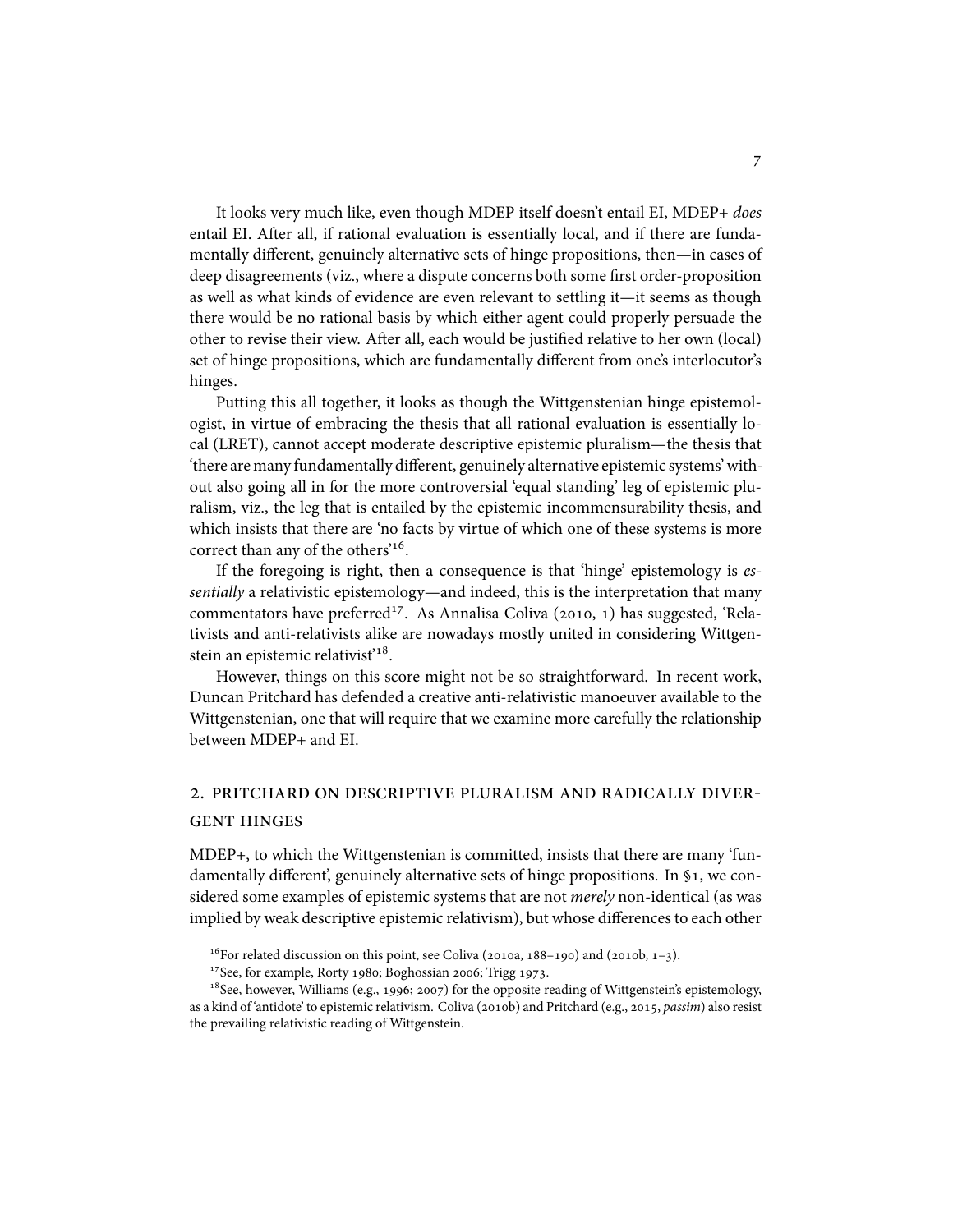It looks very much like, even though MDEP itself doesn't entail EI, MDEP+ *does* entail EI. After all, if rational evaluation is essentially local, and if there are fundamentally different, genuinely alternative sets of hinge propositions, then—in cases of deep disagreements (viz., where a dispute concerns both some first order-proposition as well as what kinds of evidence are even relevant to settling it—it seems as though there would be no rational basis by which either agent could properly persuade the other to revise their view. After all, each would be justified relative to her own (local) set of hinge propositions, which are fundamentally different from one's interlocutor's hinges.

Putting this all together, it looks as though the Wittgenstenian hinge epistemologist, in virtue of embracing the thesis that all rational evaluation is essentially local (LRET), cannot accept moderate descriptive epistemic pluralism—the thesis that 'there are many fundamentally different, genuinely alternative epistemic systems' without also going all in for the more controversial 'equal standing' leg of epistemic pluralism, viz., the leg that is entailed by the epistemic incommensurability thesis, and which insists that there are 'no facts by virtue of which one of these systems is more correct than any of the others'[16].

If the foregoing is right, then a consequence is that 'hinge' epistemology is *essentially* a relativistic epistemology—and indeed, this is the interpretation that many commentators have preferred[17]. As Annalisa Coliva (2010, 1) has suggested, 'Relativists and anti-relativists alike are nowadays mostly united in considering Wittgenstein an epistemic relativist'[18].

However, things on this score might not be so straightforward. In recent work, Duncan Pritchard has defended a creative anti-relativistic manoeuver available to the Wittgenstenian, one that will require that we examine more carefully the relationship between MDEP+ and EI.

## 2. Pritchard on descriptive pluralism and radically divergent hinges

MDEP+, to which the Wittgenstenian is committed, insists that there are many 'fundamentally different', genuinely alternative sets of hinge propositions. In §1, we considered some examples of epistemic systems that are not *merely* non-identical (as was implied by weak descriptive epistemic relativism), but whose differences to each other

[16] For related discussion on this point, see Coliva (2010a, 188–190) and (2010b, 1–3).

[17] See, for example, Rorty 1980; Boghossian 2006; Trigg 1973.

[18] See, however, Williams (e.g., 1996; 2007) for the opposite reading of Wittgenstein's epistemology, as a kind of 'antidote' to epistemic relativism. Coliva (2010b) and Pritchard (e.g., 2015, *passim*) also resist the prevailing relativistic reading of Wittgenstein.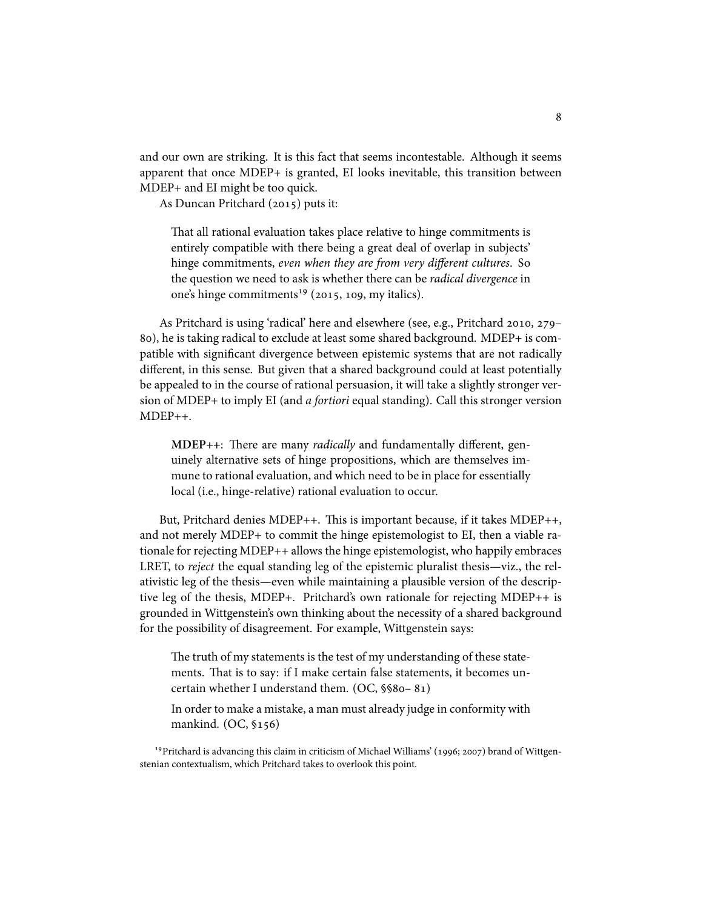and our own are striking. It is this fact that seems incontestable. Although it seems apparent that once MDEP+ is granted, EI looks inevitable, this transition between MDEP+ and EI might be too quick.

As Duncan Pritchard (2015) puts it:

> That all rational evaluation takes place relative to hinge commitments is entirely compatible with there being a great deal of overlap in subjects' hinge commitments, *even when they are from very different cultures*. So the question we need to ask is whether there can be *radical divergence* in one's hinge commitments[19] (2015, 109, my italics).

As Pritchard is using 'radical' here and elsewhere (see, e.g., Pritchard 2010, 279–80), he is taking radical to exclude at least some shared background. MDEP+ is compatible with significant divergence between epistemic systems that are not radically different, in this sense. But given that a shared background could at least potentially be appealed to in the course of rational persuasion, it will take a slightly stronger version of MDEP+ to imply EI (and *a fortiori* equal standing). Call this stronger version MDEP++.

> **MDEP++**: There are many *radically* and fundamentally different, genuinely alternative sets of hinge propositions, which are themselves immune to rational evaluation, and which need to be in place for essentially local (i.e., hinge-relative) rational evaluation to occur.

But, Pritchard denies MDEP++. This is important because, if it takes MDEP++, and not merely MDEP+ to commit the hinge epistemologist to EI, then a viable rationale for rejecting MDEP++ allows the hinge epistemologist, who happily embraces LRET, to *reject* the equal standing leg of the epistemic pluralist thesis—viz., the relativistic leg of the thesis—even while maintaining a plausible version of the descriptive leg of the thesis, MDEP+. Pritchard's own rationale for rejecting MDEP++ is grounded in Wittgenstein's own thinking about the necessity of a shared background for the possibility of disagreement. For example, Wittgenstein says:

> The truth of my statements is the test of my understanding of these statements. That is to say: if I make certain false statements, it becomes uncertain whether I understand them. (OC, §§80– 81)
>
> In order to make a mistake, a man must already judge in conformity with mankind. (OC, §156)

[19] Pritchard is advancing this claim in criticism of Michael Williams' (1996; 2007) brand of Wittgenstenian contextualism, which Pritchard takes to overlook this point.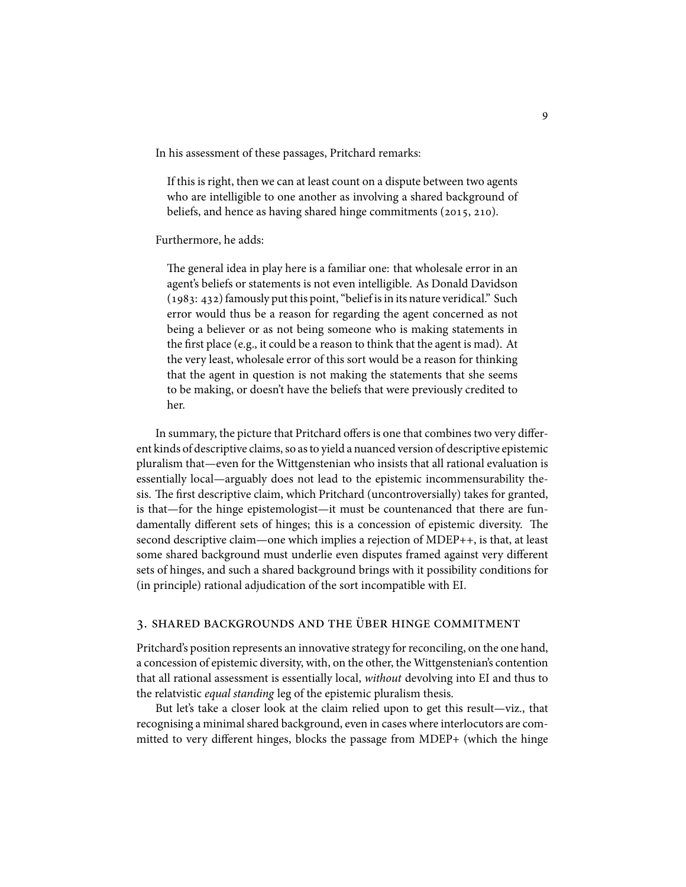In his assessment of these passages, Pritchard remarks:

> If this is right, then we can at least count on a dispute between two agents who are intelligible to one another as involving a shared background of beliefs, and hence as having shared hinge commitments (2015, 210).

Furthermore, he adds:

> The general idea in play here is a familiar one: that wholesale error in an agent's beliefs or statements is not even intelligible. As Donald Davidson (1983: 432) famously put this point, "belief is in its nature veridical." Such error would thus be a reason for regarding the agent concerned as not being a believer or as not being someone who is making statements in the first place (e.g., it could be a reason to think that the agent is mad). At the very least, wholesale error of this sort would be a reason for thinking that the agent in question is not making the statements that she seems to be making, or doesn't have the beliefs that were previously credited to her.

In summary, the picture that Pritchard offers is one that combines two very different kinds of descriptive claims, so as to yield a nuanced version of descriptive epistemic pluralism that—even for the Wittgenstenian who insists that all rational evaluation is essentially local—arguably does not lead to the epistemic incommensurability thesis. The first descriptive claim, which Pritchard (uncontroversially) takes for granted, is that—for the hinge epistemologist—it must be countenanced that there are fundamentally different sets of hinges; this is a concession of epistemic diversity. The second descriptive claim—one which implies a rejection of MDEP++, is that, at least some shared background must underlie even disputes framed against very different sets of hinges, and such a shared background brings with it possibility conditions for (in principle) rational adjudication of the sort incompatible with EI.

## 3. Shared Backgrounds and the Über Hinge Commitment

Pritchard's position represents an innovative strategy for reconciling, on the one hand, a concession of epistemic diversity, with, on the other, the Wittgenstenian's contention that all rational assessment is essentially local, *without* devolving into EI and thus to the relatvistic *equal standing* leg of the epistemic pluralism thesis.

But let's take a closer look at the claim relied upon to get this result—viz., that recognising a minimal shared background, even in cases where interlocutors are committed to very different hinges, blocks the passage from MDEP+ (which the hinge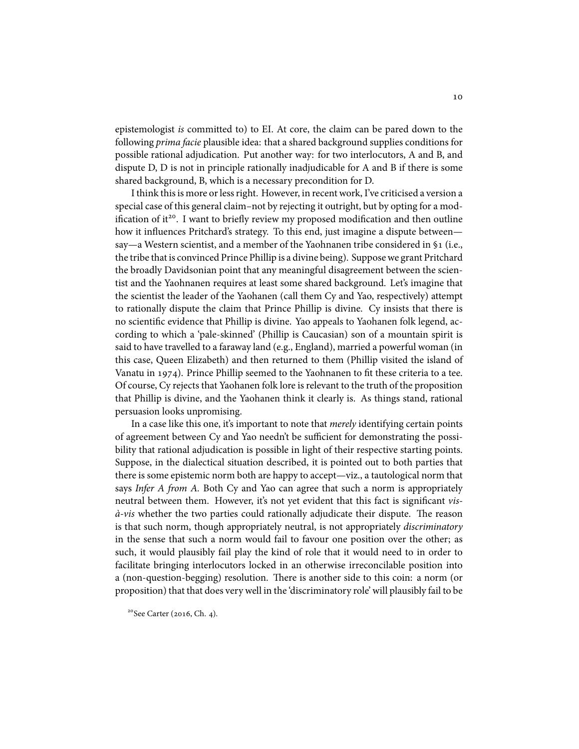epistemologist *is* committed to) to EI. At core, the claim can be pared down to the following *prima facie* plausible idea: that a shared background supplies conditions for possible rational adjudication. Put another way: for two interlocutors, A and B, and dispute D, D is not in principle rationally inadjudicable for A and B if there is some shared background, B, which is a necessary precondition for D.

I think this is more or less right. However, in recent work, I've criticised a version a special case of this general claim–not by rejecting it outright, but by opting for a modification of it[20]. I want to briefly review my proposed modification and then outline how it influences Pritchard's strategy. To this end, just imagine a dispute between—say—a Western scientist, and a member of the Yaohnanen tribe considered in §1 (i.e., the tribe that is convinced Prince Phillip is a divine being). Suppose we grant Pritchard the broadly Davidsonian point that any meaningful disagreement between the scientist and the Yaohnanen requires at least some shared background. Let's imagine that the scientist the leader of the Yaohanen (call them Cy and Yao, respectively) attempt to rationally dispute the claim that Prince Phillip is divine. Cy insists that there is no scientific evidence that Phillip is divine. Yao appeals to Yaohanen folk legend, according to which a 'pale-skinned' (Phillip is Caucasian) son of a mountain spirit is said to have travelled to a faraway land (e.g., England), married a powerful woman (in this case, Queen Elizabeth) and then returned to them (Phillip visited the island of Vanatu in 1974). Prince Phillip seemed to the Yaohnanen to fit these criteria to a tee. Of course, Cy rejects that Yaohanen folk lore is relevant to the truth of the proposition that Phillip is divine, and the Yaohanen think it clearly is. As things stand, rational persuasion looks unpromising.

In a case like this one, it's important to note that *merely* identifying certain points of agreement between Cy and Yao needn't be sufficient for demonstrating the possibility that rational adjudication is possible in light of their respective starting points. Suppose, in the dialectical situation described, it is pointed out to both parties that there is some epistemic norm both are happy to accept—viz., a tautological norm that says *Infer A from A*. Both Cy and Yao can agree that such a norm is appropriately neutral between them. However, it's not yet evident that this fact is significant *vis-à-vis* whether the two parties could rationally adjudicate their dispute. The reason is that such norm, though appropriately neutral, is not appropriately *discriminatory* in the sense that such a norm would fail to favour one position over the other; as such, it would plausibly fail play the kind of role that it would need to in order to facilitate bringing interlocutors locked in an otherwise irreconcilable position into a (non-question-begging) resolution. There is another side to this coin: a norm (or proposition) that that does very well in the 'discriminatory role' will plausibly fail to be

[20]See Carter (2016, Ch. 4).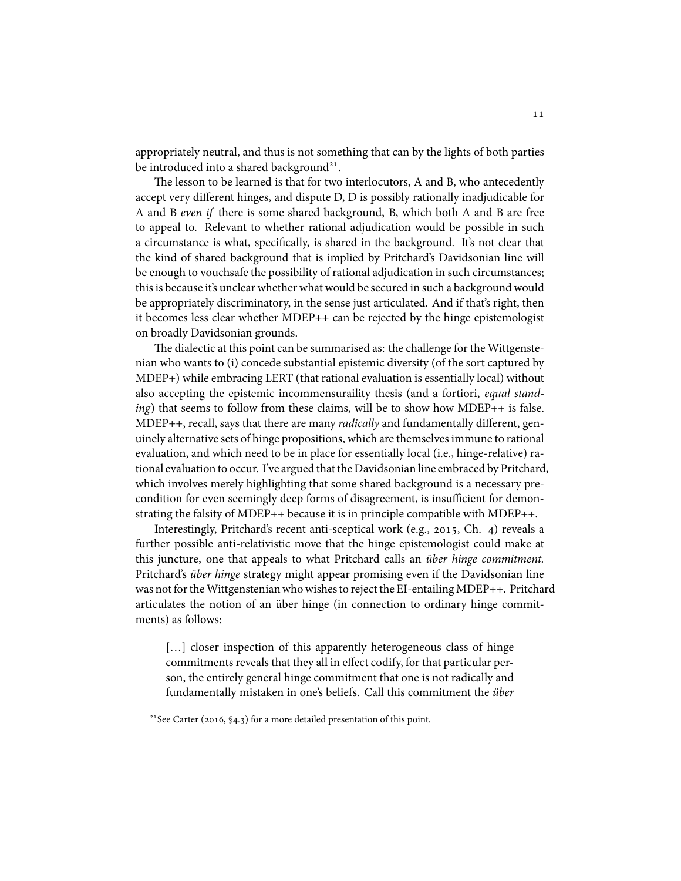appropriately neutral, and thus is not something that can by the lights of both parties be introduced into a shared background[21].

The lesson to be learned is that for two interlocutors, A and B, who antecedently accept very different hinges, and dispute D, D is possibly rationally inadjudicable for A and B *even if* there is some shared background, B, which both A and B are free to appeal to. Relevant to whether rational adjudication would be possible in such a circumstance is what, specifically, is shared in the background. It's not clear that the kind of shared background that is implied by Pritchard's Davidsonian line will be enough to vouchsafe the possibility of rational adjudication in such circumstances; this is because it's unclear whether what would be secured in such a background would be appropriately discriminatory, in the sense just articulated. And if that's right, then it becomes less clear whether MDEP++ can be rejected by the hinge epistemologist on broadly Davidsonian grounds.

The dialectic at this point can be summarised as: the challenge for the Wittgenstenian who wants to (i) concede substantial epistemic diversity (of the sort captured by MDEP+) while embracing LERT (that rational evaluation is essentially local) without also accepting the epistemic incommensuraility thesis (and a fortiori, *equal standing*) that seems to follow from these claims, will be to show how MDEP++ is false. MDEP++, recall, says that there are many *radically* and fundamentally different, genuinely alternative sets of hinge propositions, which are themselves immune to rational evaluation, and which need to be in place for essentially local (i.e., hinge-relative) rational evaluation to occur. I've argued that the Davidsonian line embraced by Pritchard, which involves merely highlighting that some shared background is a necessary precondition for even seemingly deep forms of disagreement, is insufficient for demonstrating the falsity of MDEP++ because it is in principle compatible with MDEP++.

Interestingly, Pritchard's recent anti-sceptical work (e.g., 2015, Ch. 4) reveals a further possible anti-relativistic move that the hinge epistemologist could make at this juncture, one that appeals to what Pritchard calls an *über hinge commitment.* Pritchard's *über hinge* strategy might appear promising even if the Davidsonian line was not for the Wittgenstenian who wishes to reject the EI-entailing MDEP++. Pritchard articulates the notion of an über hinge (in connection to ordinary hinge commitments) as follows:

> [...] closer inspection of this apparently heterogeneous class of hinge commitments reveals that they all in effect codify, for that particular person, the entirely general hinge commitment that one is not radically and fundamentally mistaken in one's beliefs. Call this commitment the *über*

[21] See Carter (2016, §4.3) for a more detailed presentation of this point.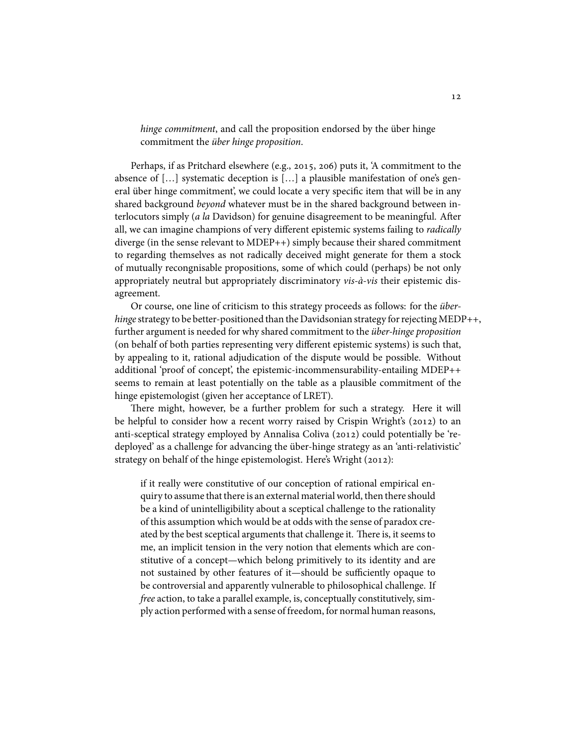hinge commitment*, and call the proposition endorsed by the über hinge commitment the *über hinge proposition*.

Perhaps, if as Pritchard elsewhere (e.g., 2015, 206) puts it, 'A commitment to the absence of […] systematic deception is […] a plausible manifestation of one's general über hinge commitment', we could locate a very specific item that will be in any shared background *beyond* whatever must be in the shared background between interlocutors simply (*a la* Davidson) for genuine disagreement to be meaningful. After all, we can imagine champions of very different epistemic systems failing to *radically* diverge (in the sense relevant to MDEP++) simply because their shared commitment to regarding themselves as not radically deceived might generate for them a stock of mutually recongnisable propositions, some of which could (perhaps) be not only appropriately neutral but appropriately discriminatory *vis-à-vis* their epistemic disagreement.

Or course, one line of criticism to this strategy proceeds as follows: for the *über-hinge* strategy to be better-positioned than the Davidsonian strategy for rejecting MEDP++, further argument is needed for why shared commitment to the *über-hinge proposition* (on behalf of both parties representing very different epistemic systems) is such that, by appealing to it, rational adjudication of the dispute would be possible. Without additional 'proof of concept', the epistemic-incommensurability-entailing MDEP++ seems to remain at least potentially on the table as a plausible commitment of the hinge epistemologist (given her acceptance of LRET).

There might, however, be a further problem for such a strategy. Here it will be helpful to consider how a recent worry raised by Crispin Wright's (2012) to an anti-sceptical strategy employed by Annalisa Coliva (2012) could potentially be 're-deployed' as a challenge for advancing the über-hinge strategy as an 'anti-relativistic' strategy on behalf of the hinge epistemologist. Here's Wright (2012):

> if it really were constitutive of our conception of rational empirical enquiry to assume that there is an external material world, then there should be a kind of unintelligibility about a sceptical challenge to the rationality of this assumption which would be at odds with the sense of paradox created by the best sceptical arguments that challenge it. There is, it seems to me, an implicit tension in the very notion that elements which are constitutive of a concept—which belong primitively to its identity and are not sustained by other features of it—should be sufficiently opaque to be controversial and apparently vulnerable to philosophical challenge. If *free* action, to take a parallel example, is, conceptually constitutively, simply action performed with a sense of freedom, for normal human reasons,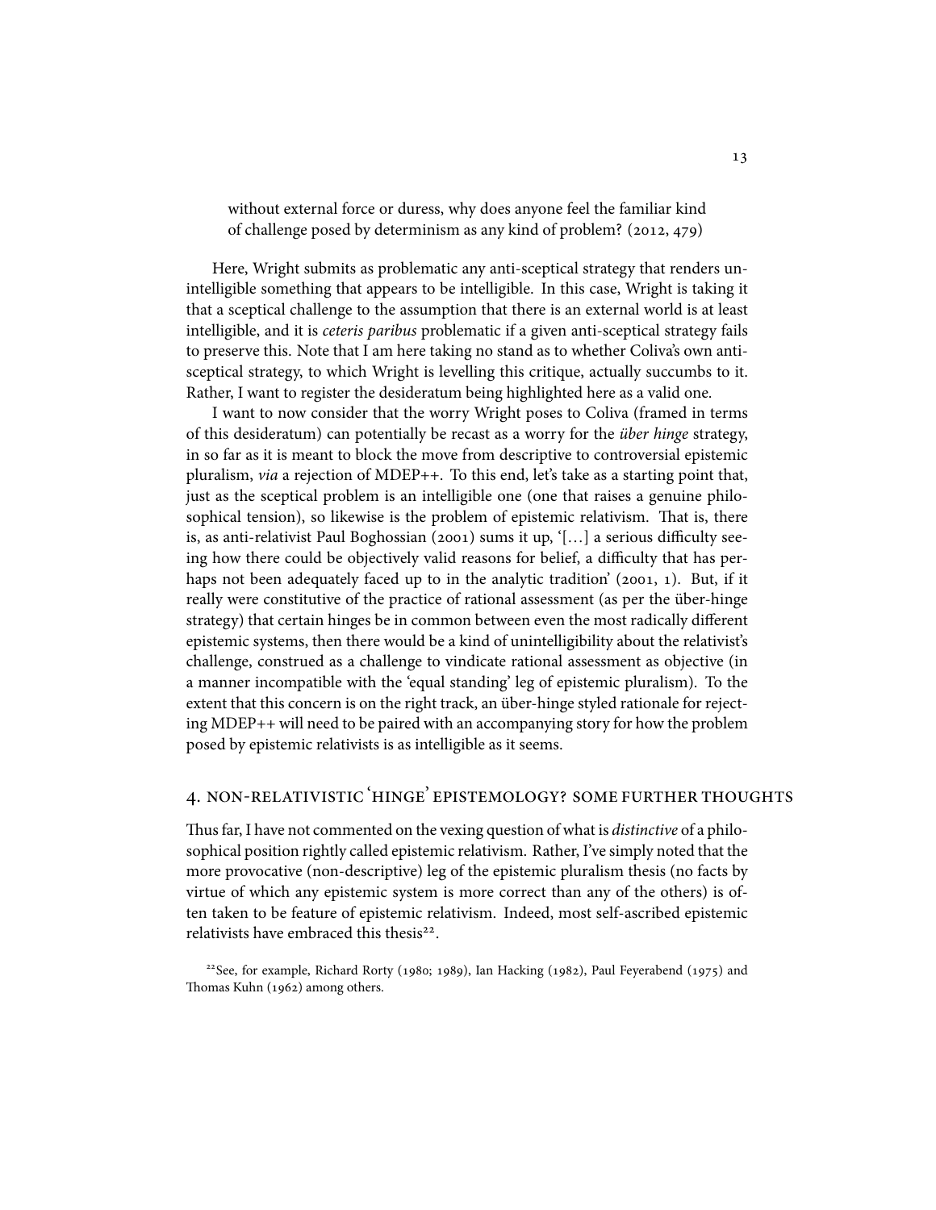> without external force or duress, why does anyone feel the familiar kind of challenge posed by determinism as any kind of problem? (2012, 479)

Here, Wright submits as problematic any anti-sceptical strategy that renders unintelligible something that appears to be intelligible. In this case, Wright is taking it that a sceptical challenge to the assumption that there is an external world is at least intelligible, and it is *ceteris paribus* problematic if a given anti-sceptical strategy fails to preserve this. Note that I am here taking no stand as to whether Coliva's own anti-sceptical strategy, to which Wright is levelling this critique, actually succumbs to it. Rather, I want to register the desideratum being highlighted here as a valid one.

I want to now consider that the worry Wright poses to Coliva (framed in terms of this desideratum) can potentially be recast as a worry for the *über hinge* strategy, in so far as it is meant to block the move from descriptive to controversial epistemic pluralism, *via* a rejection of MDEP++. To this end, let's take as a starting point that, just as the sceptical problem is an intelligible one (one that raises a genuine philosophical tension), so likewise is the problem of epistemic relativism. That is, there is, as anti-relativist Paul Boghossian (2001) sums it up, '[...] a serious difficulty seeing how there could be objectively valid reasons for belief, a difficulty that has perhaps not been adequately faced up to in the analytic tradition' (2001, 1). But, if it really were constitutive of the practice of rational assessment (as per the über-hinge strategy) that certain hinges be in common between even the most radically different epistemic systems, then there would be a kind of unintelligibility about the relativist's challenge, construed as a challenge to vindicate rational assessment as objective (in a manner incompatible with the 'equal standing' leg of epistemic pluralism). To the extent that this concern is on the right track, an über-hinge styled rationale for rejecting MDEP++ will need to be paired with an accompanying story for how the problem posed by epistemic relativists is as intelligible as it seems.

## 4. Non-relativistic 'hinge' epistemology? Some further thoughts

Thus far, I have not commented on the vexing question of what is *distinctive* of a philosophical position rightly called epistemic relativism. Rather, I've simply noted that the more provocative (non-descriptive) leg of the epistemic pluralism thesis (no facts by virtue of which any epistemic system is more correct than any of the others) is often taken to be feature of epistemic relativism. Indeed, most self-ascribed epistemic relativists have embraced this thesis[22].

[22] See, for example, Richard Rorty (1980; 1989), Ian Hacking (1982), Paul Feyerabend (1975) and Thomas Kuhn (1962) among others.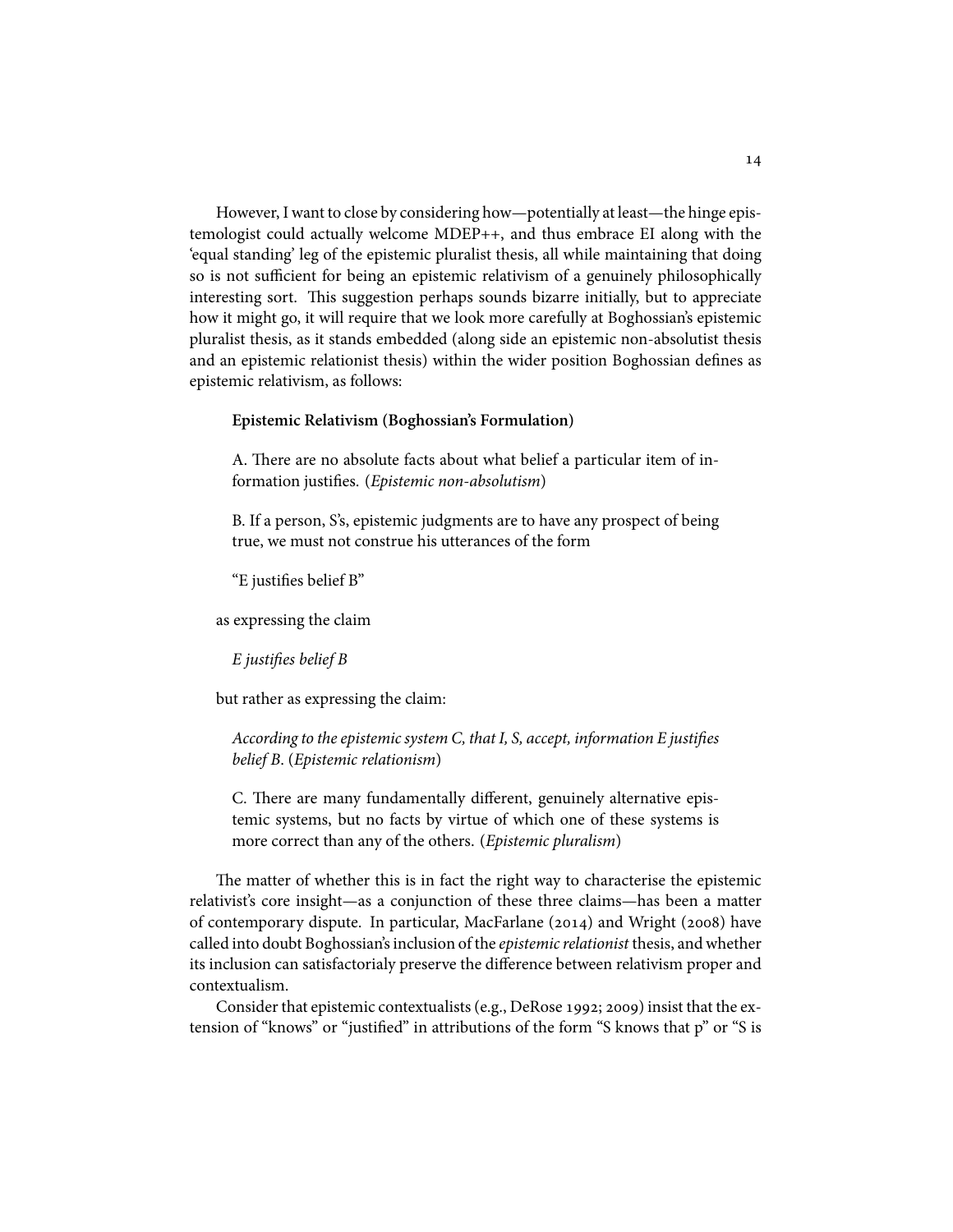However, I want to close by considering how—potentially at least—the hinge epistemologist could actually welcome MDEP++, and thus embrace EI along with the 'equal standing' leg of the epistemic pluralist thesis, all while maintaining that doing so is not sufficient for being an epistemic relativism of a genuinely philosophically interesting sort. This suggestion perhaps sounds bizarre initially, but to appreciate how it might go, it will require that we look more carefully at Boghossian's epistemic pluralist thesis, as it stands embedded (along side an epistemic non-absolutist thesis and an epistemic relationist thesis) within the wider position Boghossian defines as epistemic relativism, as follows:

> **Epistemic Relativism (Boghossian's Formulation)**
>
> A. There are no absolute facts about what belief a particular item of information justifies. (*Epistemic non-absolutism*)
>
> B. If a person, S's, epistemic judgments are to have any prospect of being true, we must not construe his utterances of the form
>
> "E justifies belief B"
>
> as expressing the claim
>
> *E justifies belief B*
>
> but rather as expressing the claim:
>
> *According to the epistemic system C, that I, S, accept, information E justifies belief B*. (*Epistemic relationism*)
>
> C. There are many fundamentally different, genuinely alternative epistemic systems, but no facts by virtue of which one of these systems is more correct than any of the others. (*Epistemic pluralism*)

The matter of whether this is in fact the right way to characterise the epistemic relativist's core insight—as a conjunction of these three claims—has been a matter of contemporary dispute. In particular, MacFarlane (2014) and Wright (2008) have called into doubt Boghossian's inclusion of the *epistemic relationist* thesis, and whether its inclusion can satisfactorialy preserve the difference between relativism proper and contextualism.

Consider that epistemic contextualists (e.g., DeRose 1992; 2009) insist that the extension of "knows" or "justified" in attributions of the form "S knows that p" or "S is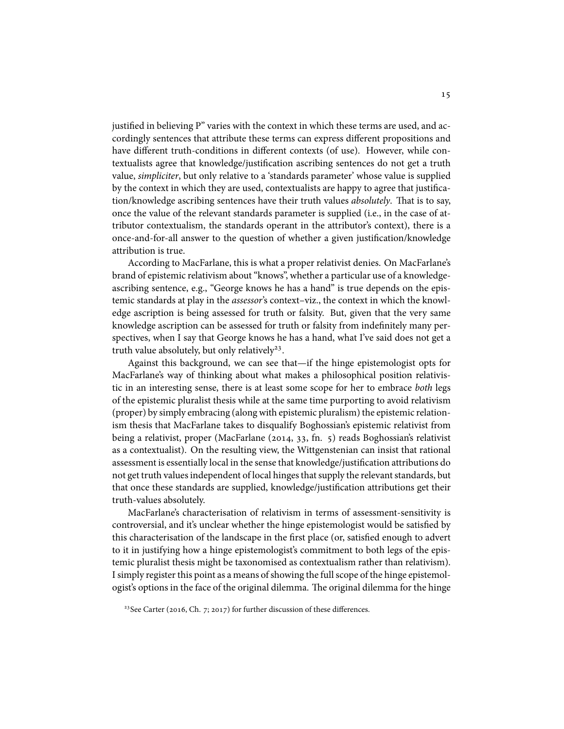justified in believing P" varies with the context in which these terms are used, and accordingly sentences that attribute these terms can express different propositions and have different truth-conditions in different contexts (of use). However, while contextualists agree that knowledge/justification ascribing sentences do not get a truth value, *simpliciter*, but only relative to a 'standards parameter' whose value is supplied by the context in which they are used, contextualists are happy to agree that justification/knowledge ascribing sentences have their truth values *absolutely*. That is to say, once the value of the relevant standards parameter is supplied (i.e., in the case of attributor contextualism, the standards operant in the attributor's context), there is a once-and-for-all answer to the question of whether a given justification/knowledge attribution is true.

According to MacFarlane, this is what a proper relativist denies. On MacFarlane's brand of epistemic relativism about "knows", whether a particular use of a knowledge-ascribing sentence, e.g., "George knows he has a hand" is true depends on the epistemic standards at play in the *assessor*'s context–viz., the context in which the knowledge ascription is being assessed for truth or falsity. But, given that the very same knowledge ascription can be assessed for truth or falsity from indefinitely many perspectives, when I say that George knows he has a hand, what I've said does not get a truth value absolutely, but only relatively[23].

Against this background, we can see that—if the hinge epistemologist opts for MacFarlane's way of thinking about what makes a philosophical position relativistic in an interesting sense, there is at least some scope for her to embrace *both* legs of the epistemic pluralist thesis while at the same time purporting to avoid relativism (proper) by simply embracing (along with epistemic pluralism) the epistemic relationism thesis that MacFarlane takes to disqualify Boghossian's epistemic relativist from being a relativist, proper (MacFarlane (2014, 33, fn. 5) reads Boghossian's relativist as a contextualist). On the resulting view, the Wittgenstenian can insist that rational assessment is essentially local in the sense that knowledge/justification attributions do not get truth values independent of local hinges that supply the relevant standards, but that once these standards are supplied, knowledge/justification attributions get their truth-values absolutely.

MacFarlane's characterisation of relativism in terms of assessment-sensitivity is controversial, and it's unclear whether the hinge epistemologist would be satisfied by this characterisation of the landscape in the first place (or, satisfied enough to advert to it in justifying how a hinge epistemologist's commitment to both legs of the epistemic pluralist thesis might be taxonomised as contextualism rather than relativism). I simply register this point as a means of showing the full scope of the hinge epistemologist's options in the face of the original dilemma. The original dilemma for the hinge

[23]See Carter (2016, Ch. 7; 2017) for further discussion of these differences.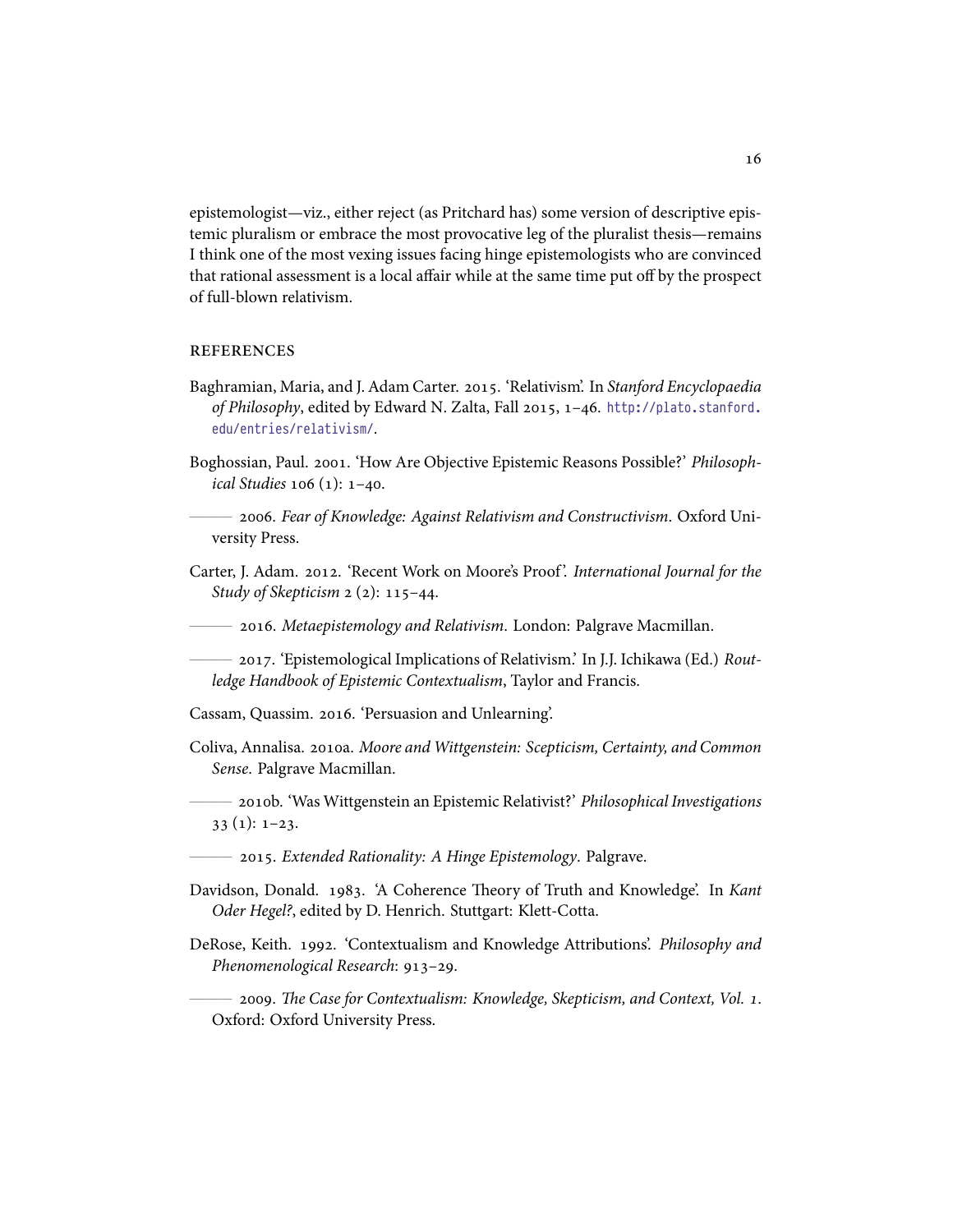epistemologist—viz., either reject (as Pritchard has) some version of descriptive epistemic pluralism or embrace the most provocative leg of the pluralist thesis—remains I think one of the most vexing issues facing hinge epistemologists who are convinced that rational assessment is a local affair while at the same time put off by the prospect of full-blown relativism.

## REFERENCES

Baghramian, Maria, and J. Adam Carter. 2015. 'Relativism'. In *Stanford Encyclopaedia of Philosophy*, edited by Edward N. Zalta, Fall 2015, 1–46. http://plato.stanford.edu/entries/relativism/.

Boghossian, Paul. 2001. 'How Are Objective Epistemic Reasons Possible?' *Philosophical Studies* 106 (1): 1–40.

——— 2006. *Fear of Knowledge: Against Relativism and Constructivism*. Oxford University Press.

Carter, J. Adam. 2012. 'Recent Work on Moore's Proof'. *International Journal for the Study of Skepticism* 2 (2): 115–44.

——— 2016. *Metaepistemology and Relativism*. London: Palgrave Macmillan.

——— 2017. 'Epistemological Implications of Relativism.' In J.J. Ichikawa (Ed.) *Routledge Handbook of Epistemic Contextualism*, Taylor and Francis.

Cassam, Quassim. 2016. 'Persuasion and Unlearning'.

Coliva, Annalisa. 2010a. *Moore and Wittgenstein: Scepticism, Certainty, and Common Sense*. Palgrave Macmillan.

——— 2010b. 'Was Wittgenstein an Epistemic Relativist?' *Philosophical Investigations* 33 (1): 1–23.

——— 2015. *Extended Rationality: A Hinge Epistemology*. Palgrave.

Davidson, Donald. 1983. 'A Coherence Theory of Truth and Knowledge'. In *Kant Oder Hegel?*, edited by D. Henrich. Stuttgart: Klett-Cotta.

DeRose, Keith. 1992. 'Contextualism and Knowledge Attributions'. *Philosophy and Phenomenological Research*: 913–29.

——— 2009. *The Case for Contextualism: Knowledge, Skepticism, and Context, Vol. 1*. Oxford: Oxford University Press.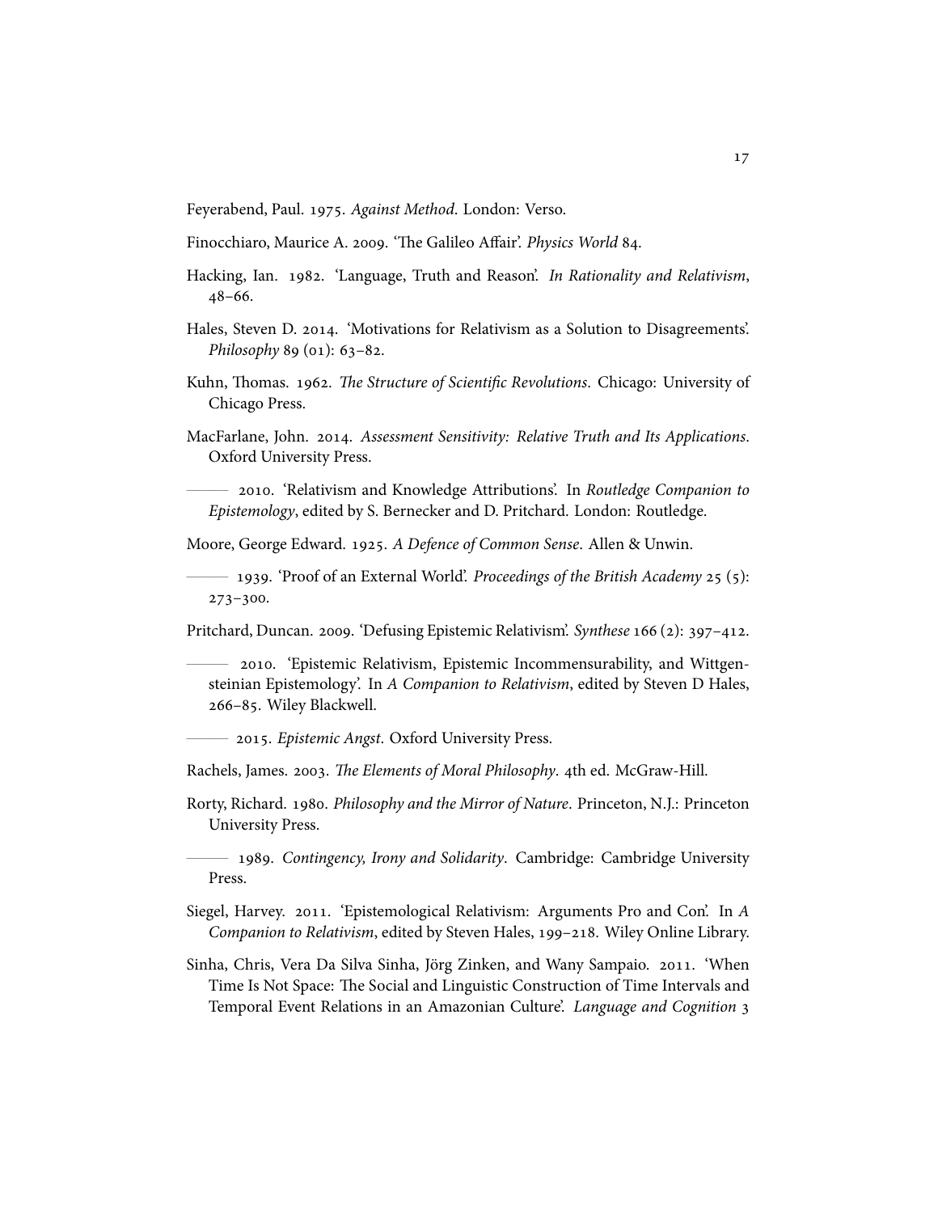Feyerabend, Paul. 1975. *Against Method*. London: Verso.

Finocchiaro, Maurice A. 2009. 'The Galileo Affair'. *Physics World* 84.

Hacking, Ian. 1982. 'Language, Truth and Reason'. *In Rationality and Relativism*, 48–66.

Hales, Steven D. 2014. 'Motivations for Relativism as a Solution to Disagreements'. *Philosophy* 89 (01): 63–82.

Kuhn, Thomas. 1962. *The Structure of Scientific Revolutions*. Chicago: University of Chicago Press.

MacFarlane, John. 2014. *Assessment Sensitivity: Relative Truth and Its Applications*. Oxford University Press.

——— 2010. 'Relativism and Knowledge Attributions'. In *Routledge Companion to Epistemology*, edited by S. Bernecker and D. Pritchard. London: Routledge.

Moore, George Edward. 1925. *A Defence of Common Sense*. Allen & Unwin.

——— 1939. 'Proof of an External World'. *Proceedings of the British Academy* 25 (5): 273–300.

Pritchard, Duncan. 2009. 'Defusing Epistemic Relativism'. *Synthese* 166 (2): 397–412.

——— 2010. 'Epistemic Relativism, Epistemic Incommensurability, and Wittgensteinian Epistemology'. In *A Companion to Relativism*, edited by Steven D Hales, 266–85. Wiley Blackwell.

——— 2015. *Epistemic Angst*. Oxford University Press.

Rachels, James. 2003. *The Elements of Moral Philosophy*. 4th ed. McGraw-Hill.

Rorty, Richard. 1980. *Philosophy and the Mirror of Nature*. Princeton, N.J.: Princeton University Press.

——— 1989. *Contingency, Irony and Solidarity*. Cambridge: Cambridge University Press.

Siegel, Harvey. 2011. 'Epistemological Relativism: Arguments Pro and Con'. In *A Companion to Relativism*, edited by Steven Hales, 199–218. Wiley Online Library.

Sinha, Chris, Vera Da Silva Sinha, Jörg Zinken, and Wany Sampaio. 2011. 'When Time Is Not Space: The Social and Linguistic Construction of Time Intervals and Temporal Event Relations in an Amazonian Culture'. *Language and Cognition* 3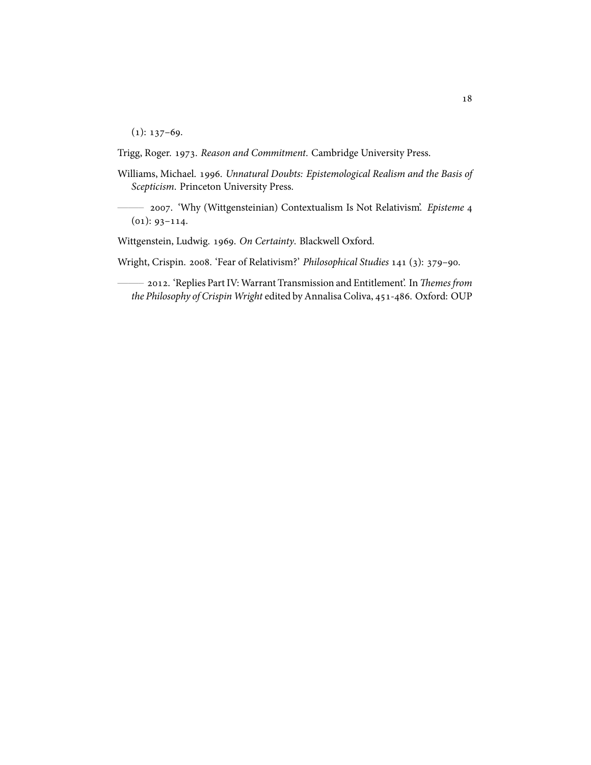(1): 137–69.

Trigg, Roger. 1973. *Reason and Commitment*. Cambridge University Press.

Williams, Michael. 1996. *Unnatural Doubts: Epistemological Realism and the Basis of Scepticism*. Princeton University Press.

——— 2007. 'Why (Wittgensteinian) Contextualism Is Not Relativism'. *Episteme* 4 (01): 93–114.

Wittgenstein, Ludwig. 1969. *On Certainty*. Blackwell Oxford.

Wright, Crispin. 2008. 'Fear of Relativism?' *Philosophical Studies* 141 (3): 379–90.

——— 2012. 'Replies Part IV: Warrant Transmission and Entitlement'. In *Themes from the Philosophy of Crispin Wright* edited by Annalisa Coliva, 451-486. Oxford: OUP